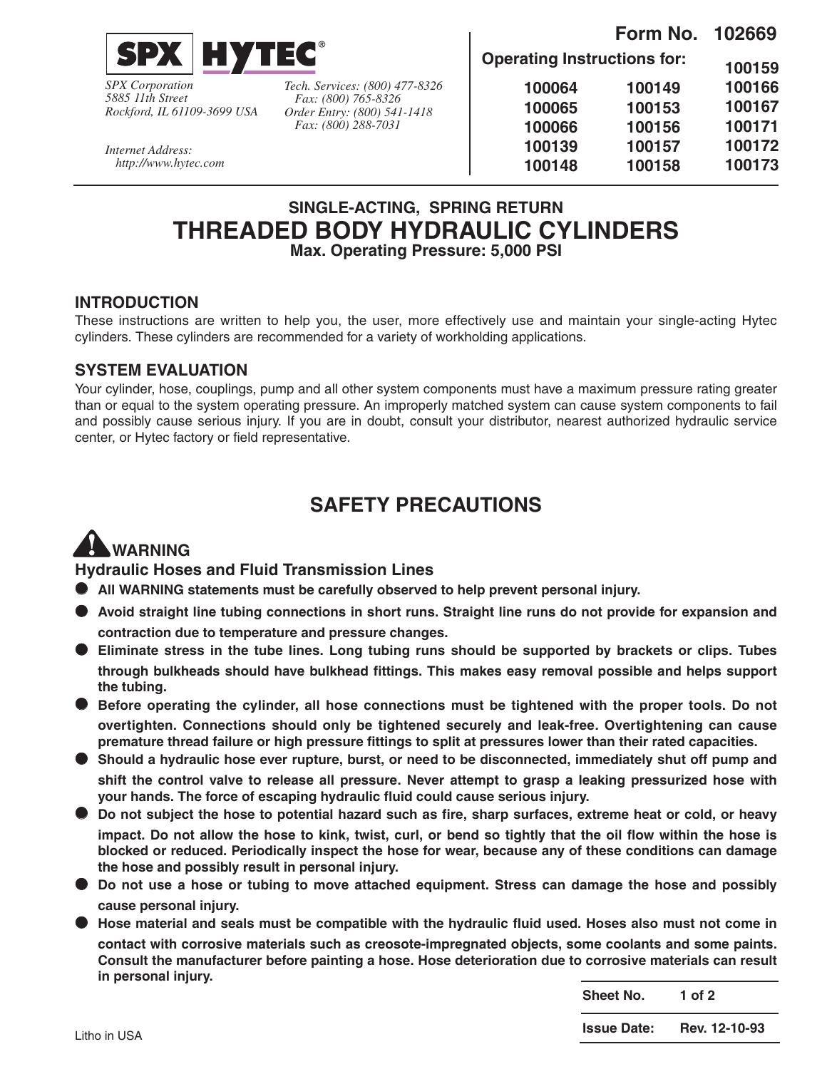**SPX | HYTEC®**

*SPX Corporation*
*5885 11th Street*
*Rockford, IL 61109-3699 USA*

*Tech. Services: (800) 477-8326*
*Fax: (800) 765-8326*
*Order Entry: (800) 541-1418*
*Fax: (800) 288-7031*

*Internet Address:*
*http://www.hytec.com*

**Form No. 102669**

**Operating Instructions for:**

| | | |
|---|---|---|
| | | **100159** |
| **100064** | **100149** | **100166** |
| **100065** | **100153** | **100167** |
| **100066** | **100156** | **100171** |
| **100139** | **100157** | **100172** |
| **100148** | **100158** | **100173** |

**SINGLE-ACTING, SPRING RETURN**

# THREADED BODY HYDRAULIC CYLINDERS

**Max. Operating Pressure: 5,000 PSI**

## INTRODUCTION

These instructions are written to help you, the user, more effectively use and maintain your single-acting Hytec cylinders. These cylinders are recommended for a variety of workholding applications.

## SYSTEM EVALUATION

Your cylinder, hose, couplings, pump and all other system components must have a maximum pressure rating greater than or equal to the system operating pressure. An improperly matched system can cause system components to fail and possibly cause serious injury. If you are in doubt, consult your distributor, nearest authorized hydraulic service center, or Hytec factory or field representative.

## SAFETY PRECAUTIONS

### ⚠ WARNING

### Hydraulic Hoses and Fluid Transmission Lines

- **All WARNING statements must be carefully observed to help prevent personal injury.**
- **Avoid straight line tubing connections in short runs. Straight line runs do not provide for expansion and contraction due to temperature and pressure changes.**
- **Eliminate stress in the tube lines. Long tubing runs should be supported by brackets or clips. Tubes through bulkheads should have bulkhead fittings. This makes easy removal possible and helps support the tubing.**
- **Before operating the cylinder, all hose connections must be tightened with the proper tools. Do not overtighten. Connections should only be tightened securely and leak-free. Overtightening can cause premature thread failure or high pressure fittings to split at pressures lower than their rated capacities.**
- **Should a hydraulic hose ever rupture, burst, or need to be disconnected, immediately shut off pump and shift the control valve to release all pressure. Never attempt to grasp a leaking pressurized hose with your hands. The force of escaping hydraulic fluid could cause serious injury.**
- **Do not subject the hose to potential hazard such as fire, sharp surfaces, extreme heat or cold, or heavy impact. Do not allow the hose to kink, twist, curl, or bend so tightly that the oil flow within the hose is blocked or reduced. Periodically inspect the hose for wear, because any of these conditions can damage the hose and possibly result in personal injury.**
- **Do not use a hose or tubing to move attached equipment. Stress can damage the hose and possibly cause personal injury.**
- **Hose material and seals must be compatible with the hydraulic fluid used. Hoses also must not come in contact with corrosive materials such as creosote-impregnated objects, some coolants and some paints. Consult the manufacturer before painting a hose. Hose deterioration due to corrosive materials can result in personal injury.**

| | |
|---|---|
| **Sheet No.** | **1 of 2** |
| **Issue Date:** | **Rev. 12-10-93** |

Litho in USA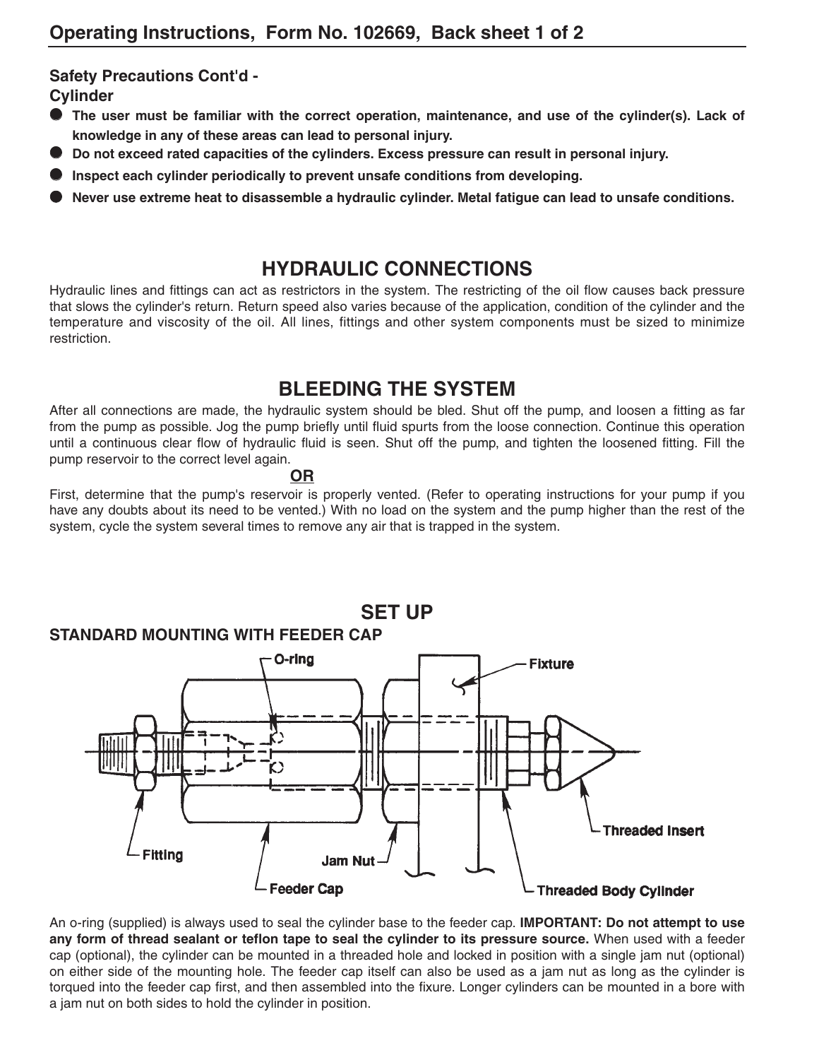**Safety Precautions Cont'd -**
**Cylinder**

- **The user must be familiar with the correct operation, maintenance, and use of the cylinder(s). Lack of knowledge in any of these areas can lead to personal injury.**
- **Do not exceed rated capacities of the cylinders. Excess pressure can result in personal injury.**
- **Inspect each cylinder periodically to prevent unsafe conditions from developing.**
- **Never use extreme heat to disassemble a hydraulic cylinder. Metal fatigue can lead to unsafe conditions.**

## HYDRAULIC CONNECTIONS

Hydraulic lines and fittings can act as restrictors in the system. The restricting of the oil flow causes back pressure that slows the cylinder's return. Return speed also varies because of the application, condition of the cylinder and the temperature and viscosity of the oil. All lines, fittings and other system components must be sized to minimize restriction.

## BLEEDING THE SYSTEM

After all connections are made, the hydraulic system should be bled. Shut off the pump, and loosen a fitting as far from the pump as possible. Jog the pump briefly until fluid spurts from the loose connection. Continue this operation until a continuous clear flow of hydraulic fluid is seen. Shut off the pump, and tighten the loosened fitting. Fill the pump reservoir to the correct level again.

**OR**

First, determine that the pump's reservoir is properly vented. (Refer to operating instructions for your pump if you have any doubts about its need to be vented.) With no load on the system and the pump higher than the rest of the system, cycle the system several times to remove any air that is trapped in the system.

## SET UP

### STANDARD MOUNTING WITH FEEDER CAP

O-ring, Fixture, Fitting, Jam Nut, Feeder Cap, Threaded Insert, Threaded Body Cylinder

An o-ring (supplied) is always used to seal the cylinder base to the feeder cap. **IMPORTANT: Do not attempt to use any form of thread sealant or teflon tape to seal the cylinder to its pressure source.** When used with a feeder cap (optional), the cylinder can be mounted in a threaded hole and locked in position with a single jam nut (optional) on either side of the mounting hole. The feeder cap itself can also be used as a jam nut as long as the cylinder is torqued into the feeder cap first, and then assembled into the fixure. Longer cylinders can be mounted in a bore with a jam nut on both sides to hold the cylinder in position.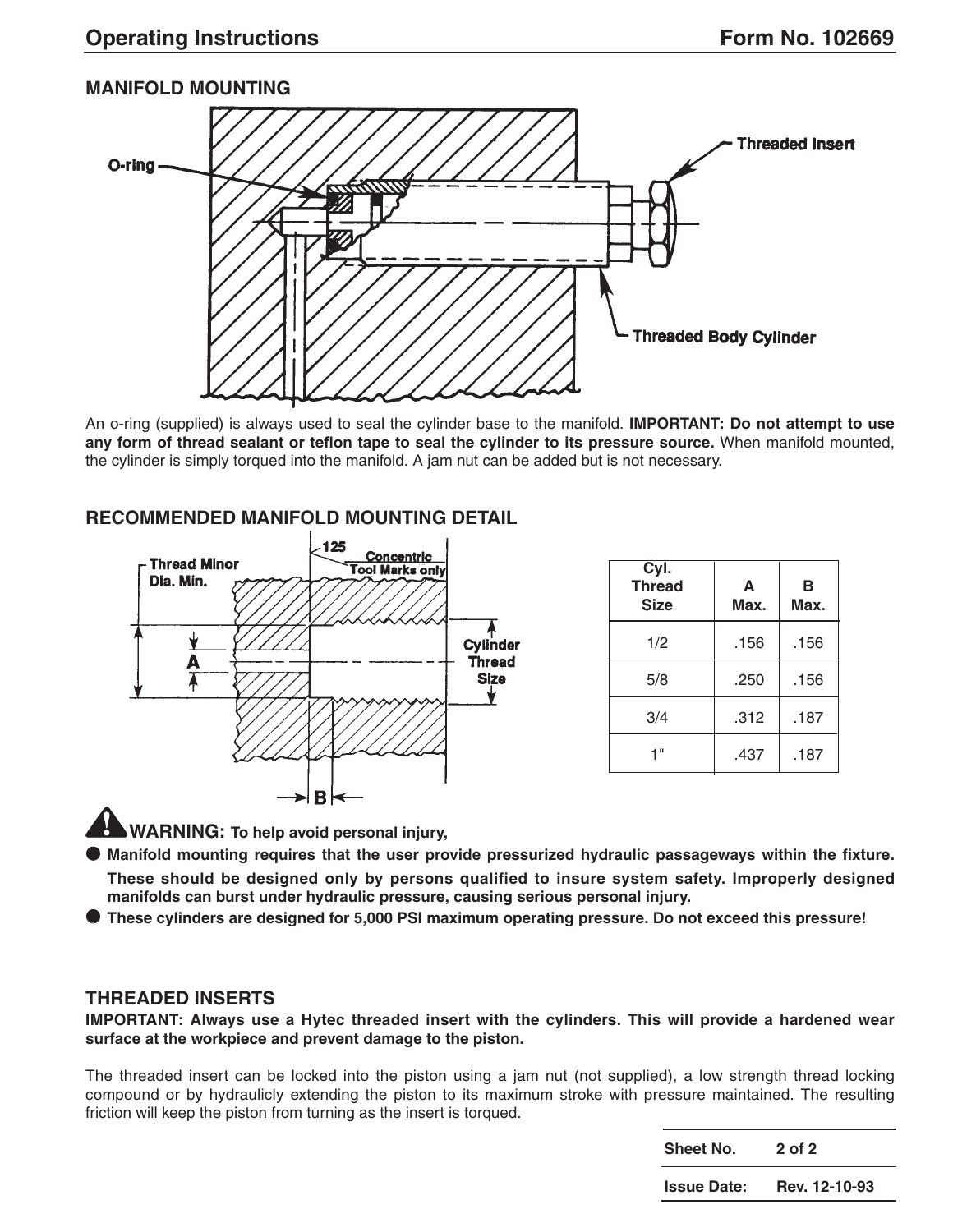## MANIFOLD MOUNTING

An o-ring (supplied) is always used to seal the cylinder base to the manifold. **IMPORTANT: Do not attempt to use any form of thread sealant or teflon tape to seal the cylinder to its pressure source.** When manifold mounted, the cylinder is simply torqued into the manifold. A jam nut can be added but is not necessary.

## RECOMMENDED MANIFOLD MOUNTING DETAIL

| Cyl. Thread Size | A Max. | B Max. |
|---|---|---|
| 1/2 | .156 | .156 |
| 5/8 | .250 | .156 |
| 3/4 | .312 | .187 |
| 1" | .437 | .187 |

**WARNING: To help avoid personal injury,**

- **Manifold mounting requires that the user provide pressurized hydraulic passageways within the fixture. These should be designed only by persons qualified to insure system safety. Improperly designed manifolds can burst under hydraulic pressure, causing serious personal injury.**
- **These cylinders are designed for 5,000 PSI maximum operating pressure. Do not exceed this pressure!**

## THREADED INSERTS

**IMPORTANT: Always use a Hytec threaded insert with the cylinders. This will provide a hardened wear surface at the workpiece and prevent damage to the piston.**

The threaded insert can be locked into the piston using a jam nut (not supplied), a low strength thread locking compound or by hydraulicly extending the piston to its maximum stroke with pressure maintained. The resulting friction will keep the piston from turning as the insert is torqued.

| Sheet No. | 2 of 2 |
|---|---|
| Issue Date: | Rev. 12-10-93 |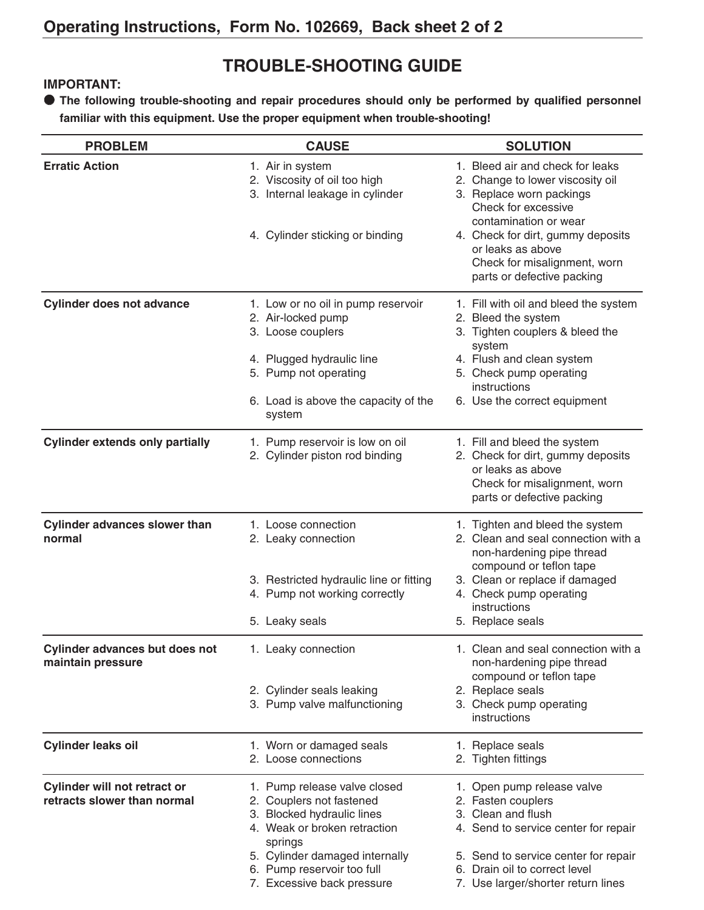# TROUBLE-SHOOTING GUIDE

**IMPORTANT:**

- **The following trouble-shooting and repair procedures should only be performed by qualified personnel familiar with this equipment. Use the proper equipment when trouble-shooting!**

| PROBLEM | CAUSE | SOLUTION |
|---|---|---|
| **Erratic Action** | 1. Air in system<br>2. Viscosity of oil too high<br>3. Internal leakage in cylinder<br>4. Cylinder sticking or binding | 1. Bleed air and check for leaks<br>2. Change to lower viscosity oil<br>3. Replace worn packings Check for excessive contamination or wear<br>4. Check for dirt, gummy deposits or leaks as above Check for misalignment, worn parts or defective packing |
| **Cylinder does not advance** | 1. Low or no oil in pump reservoir<br>2. Air-locked pump<br>3. Loose couplers<br>4. Plugged hydraulic line<br>5. Pump not operating<br>6. Load is above the capacity of the system | 1. Fill with oil and bleed the system<br>2. Bleed the system<br>3. Tighten couplers & bleed the system<br>4. Flush and clean system<br>5. Check pump operating instructions<br>6. Use the correct equipment |
| **Cylinder extends only partially** | 1. Pump reservoir is low on oil<br>2. Cylinder piston rod binding | 1. Fill and bleed the system<br>2. Check for dirt, gummy deposits or leaks as above Check for misalignment, worn parts or defective packing |
| **Cylinder advances slower than normal** | 1. Loose connection<br>2. Leaky connection<br>3. Restricted hydraulic line or fitting<br>4. Pump not working correctly<br>5. Leaky seals | 1. Tighten and bleed the system<br>2. Clean and seal connection with a non-hardening pipe thread compound or teflon tape<br>3. Clean or replace if damaged<br>4. Check pump operating instructions<br>5. Replace seals |
| **Cylinder advances but does not maintain pressure** | 1. Leaky connection<br>2. Cylinder seals leaking<br>3. Pump valve malfunctioning | 1. Clean and seal connection with a non-hardening pipe thread compound or teflon tape<br>2. Replace seals<br>3. Check pump operating instructions |
| **Cylinder leaks oil** | 1. Worn or damaged seals<br>2. Loose connections | 1. Replace seals<br>2. Tighten fittings |
| **Cylinder will not retract or retracts slower than normal** | 1. Pump release valve closed<br>2. Couplers not fastened<br>3. Blocked hydraulic lines<br>4. Weak or broken retraction springs<br>5. Cylinder damaged internally<br>6. Pump reservoir too full<br>7. Excessive back pressure | 1. Open pump release valve<br>2. Fasten couplers<br>3. Clean and flush<br>4. Send to service center for repair<br>5. Send to service center for repair<br>6. Drain oil to correct level<br>7. Use larger/shorter return lines |